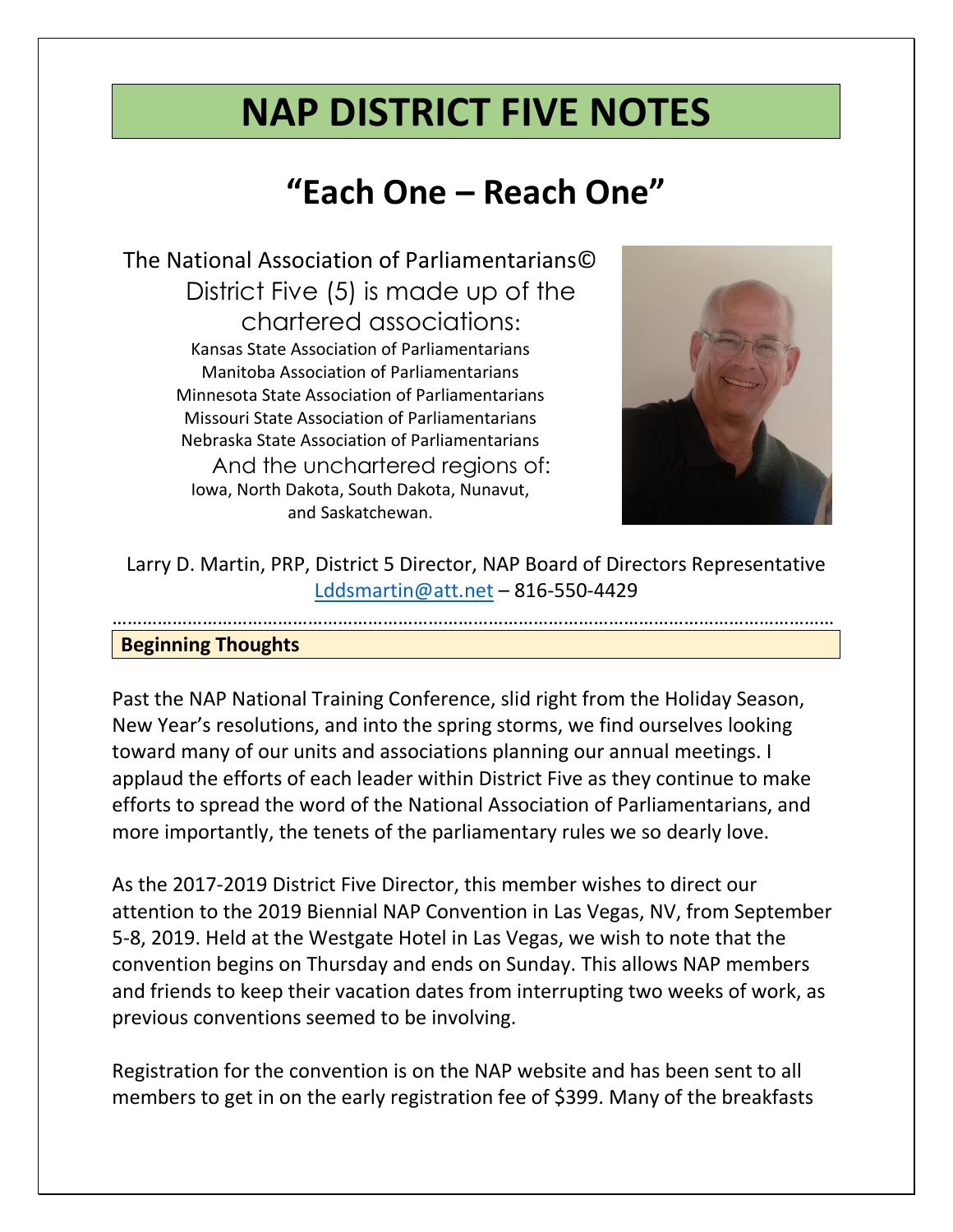# NAP DISTRICT FIVE NOTES

## "Each One – Reach One"

The National Association of Parliamentarians© District Five (5) is made up of the chartered associations:

Kansas State Association of Parliamentarians
Manitoba Association of Parliamentarians
Minnesota State Association of Parliamentarians
Missouri State Association of Parliamentarians
Nebraska State Association of Parliamentarians

And the unchartered regions of:

Iowa, North Dakota, South Dakota, Nunavut, and Saskatchewan.

Larry D. Martin, PRP, District 5 Director, NAP Board of Directors Representative
Lddsmartin@att.net – 816-550-4429

---

**Beginning Thoughts**

Past the NAP National Training Conference, slid right from the Holiday Season, New Year's resolutions, and into the spring storms, we find ourselves looking toward many of our units and associations planning our annual meetings. I applaud the efforts of each leader within District Five as they continue to make efforts to spread the word of the National Association of Parliamentarians, and more importantly, the tenets of the parliamentary rules we so dearly love.

As the 2017-2019 District Five Director, this member wishes to direct our attention to the 2019 Biennial NAP Convention in Las Vegas, NV, from September 5-8, 2019. Held at the Westgate Hotel in Las Vegas, we wish to note that the convention begins on Thursday and ends on Sunday. This allows NAP members and friends to keep their vacation dates from interrupting two weeks of work, as previous conventions seemed to be involving.

Registration for the convention is on the NAP website and has been sent to all members to get in on the early registration fee of $399. Many of the breakfasts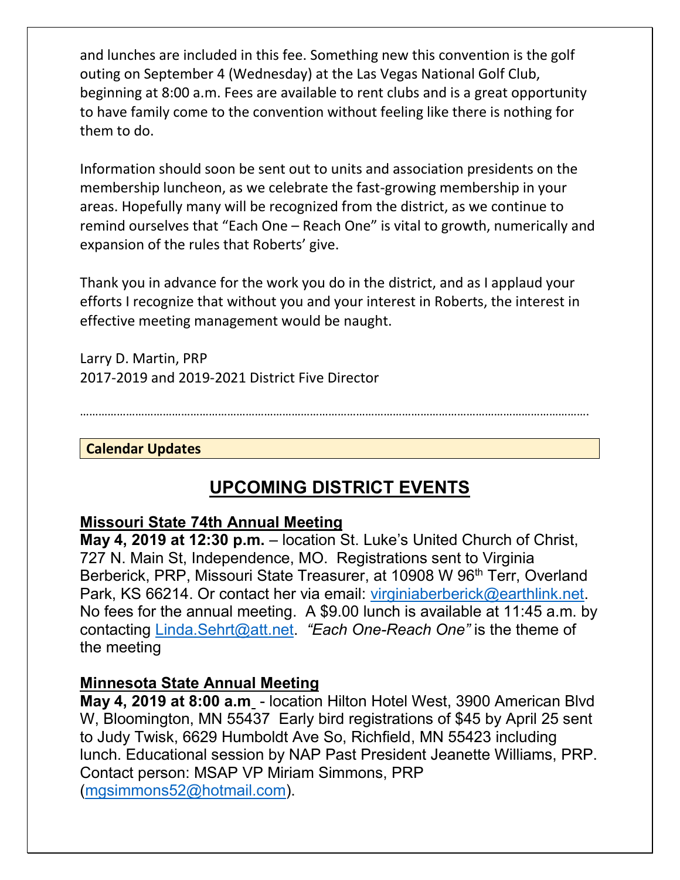and lunches are included in this fee. Something new this convention is the golf outing on September 4 (Wednesday) at the Las Vegas National Golf Club, beginning at 8:00 a.m. Fees are available to rent clubs and is a great opportunity to have family come to the convention without feeling like there is nothing for them to do.

Information should soon be sent out to units and association presidents on the membership luncheon, as we celebrate the fast-growing membership in your areas. Hopefully many will be recognized from the district, as we continue to remind ourselves that "Each One – Reach One" is vital to growth, numerically and expansion of the rules that Roberts' give.

Thank you in advance for the work you do in the district, and as I applaud your efforts I recognize that without you and your interest in Roberts, the interest in effective meeting management would be naught.

Larry D. Martin, PRP
2017-2019 and 2019-2021 District Five Director

……………………………………………………………………………………………………………………………………

**Calendar Updates**

## UPCOMING DISTRICT EVENTS

### Missouri State 74th Annual Meeting

**May 4, 2019 at 12:30 p.m.** – location St. Luke's United Church of Christ, 727 N. Main St, Independence, MO. Registrations sent to Virginia Berberick, PRP, Missouri State Treasurer, at 10908 W 96th Terr, Overland Park, KS 66214. Or contact her via email: virginiaberberick@earthlink.net. No fees for the annual meeting. A $9.00 lunch is available at 11:45 a.m. by contacting Linda.Sehrt@att.net. *"Each One-Reach One"* is the theme of the meeting

### Minnesota State Annual Meeting

**May 4, 2019 at 8:00 a.m** - location Hilton Hotel West, 3900 American Blvd W, Bloomington, MN 55437 Early bird registrations of $45 by April 25 sent to Judy Twisk, 6629 Humboldt Ave So, Richfield, MN 55423 including lunch. Educational session by NAP Past President Jeanette Williams, PRP. Contact person: MSAP VP Miriam Simmons, PRP (mgsimmons52@hotmail.com).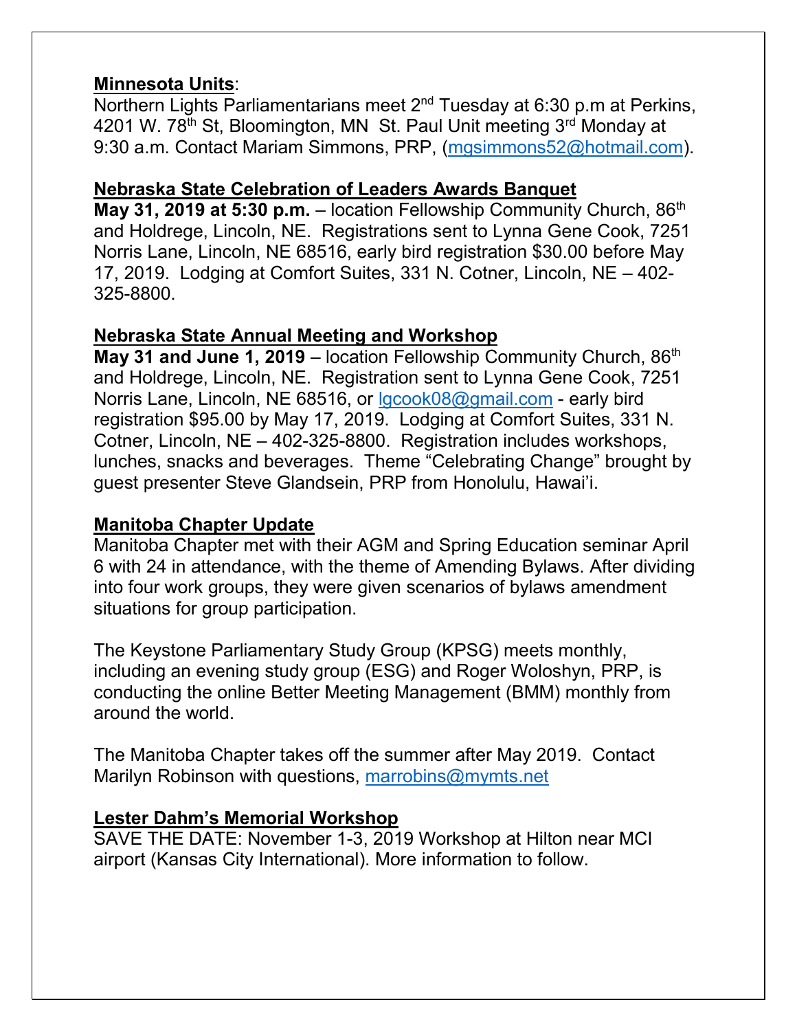**Minnesota Units**:
Northern Lights Parliamentarians meet 2nd Tuesday at 6:30 p.m at Perkins, 4201 W. 78th St, Bloomington, MN St. Paul Unit meeting 3rd Monday at 9:30 a.m. Contact Mariam Simmons, PRP, (mgsimmons52@hotmail.com).

**Nebraska State Celebration of Leaders Awards Banquet**
**May 31, 2019 at 5:30 p.m.** – location Fellowship Community Church, 86th and Holdrege, Lincoln, NE. Registrations sent to Lynna Gene Cook, 7251 Norris Lane, Lincoln, NE 68516, early bird registration $30.00 before May 17, 2019. Lodging at Comfort Suites, 331 N. Cotner, Lincoln, NE – 402-325-8800.

**Nebraska State Annual Meeting and Workshop**
**May 31 and June 1, 2019** – location Fellowship Community Church, 86th and Holdrege, Lincoln, NE. Registration sent to Lynna Gene Cook, 7251 Norris Lane, Lincoln, NE 68516, or lgcook08@gmail.com - early bird registration $95.00 by May 17, 2019. Lodging at Comfort Suites, 331 N. Cotner, Lincoln, NE – 402-325-8800. Registration includes workshops, lunches, snacks and beverages. Theme "Celebrating Change" brought by guest presenter Steve Glandsein, PRP from Honolulu, Hawai'i.

**Manitoba Chapter Update**
Manitoba Chapter met with their AGM and Spring Education seminar April 6 with 24 in attendance, with the theme of Amending Bylaws. After dividing into four work groups, they were given scenarios of bylaws amendment situations for group participation.

The Keystone Parliamentary Study Group (KPSG) meets monthly, including an evening study group (ESG) and Roger Woloshyn, PRP, is conducting the online Better Meeting Management (BMM) monthly from around the world.

The Manitoba Chapter takes off the summer after May 2019. Contact Marilyn Robinson with questions, marrobins@mymts.net

**Lester Dahm's Memorial Workshop**
SAVE THE DATE: November 1-3, 2019 Workshop at Hilton near MCI airport (Kansas City International). More information to follow.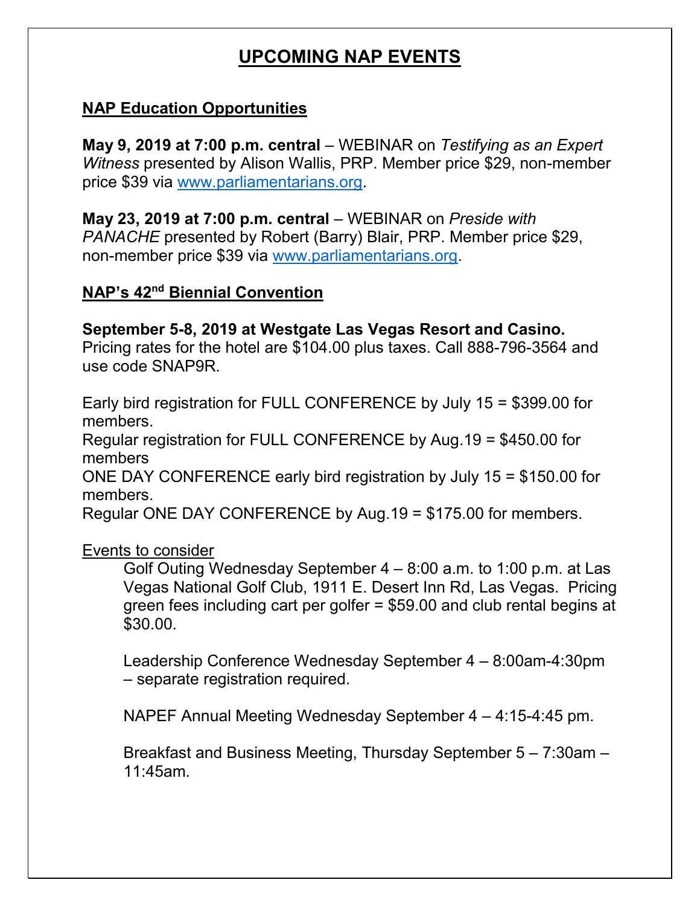# UPCOMING NAP EVENTS

## NAP Education Opportunities

**May 9, 2019 at 7:00 p.m. central** – WEBINAR on *Testifying as an Expert Witness* presented by Alison Wallis, PRP. Member price $29, non-member price $39 via www.parliamentarians.org.

**May 23, 2019 at 7:00 p.m. central** – WEBINAR on *Preside with PANACHE* presented by Robert (Barry) Blair, PRP. Member price $29, non-member price $39 via www.parliamentarians.org.

## NAP's 42nd Biennial Convention

**September 5-8, 2019 at Westgate Las Vegas Resort and Casino.** Pricing rates for the hotel are $104.00 plus taxes. Call 888-796-3564 and use code SNAP9R.

Early bird registration for FULL CONFERENCE by July 15 = $399.00 for members.
Regular registration for FULL CONFERENCE by Aug.19 = $450.00 for members
ONE DAY CONFERENCE early bird registration by July 15 = $150.00 for members.
Regular ONE DAY CONFERENCE by Aug.19 = $175.00 for members.

Events to consider

Golf Outing Wednesday September 4 – 8:00 a.m. to 1:00 p.m. at Las Vegas National Golf Club, 1911 E. Desert Inn Rd, Las Vegas. Pricing green fees including cart per golfer = $59.00 and club rental begins at $30.00.

Leadership Conference Wednesday September 4 – 8:00am-4:30pm – separate registration required.

NAPEF Annual Meeting Wednesday September 4 – 4:15-4:45 pm.

Breakfast and Business Meeting, Thursday September 5 – 7:30am – 11:45am.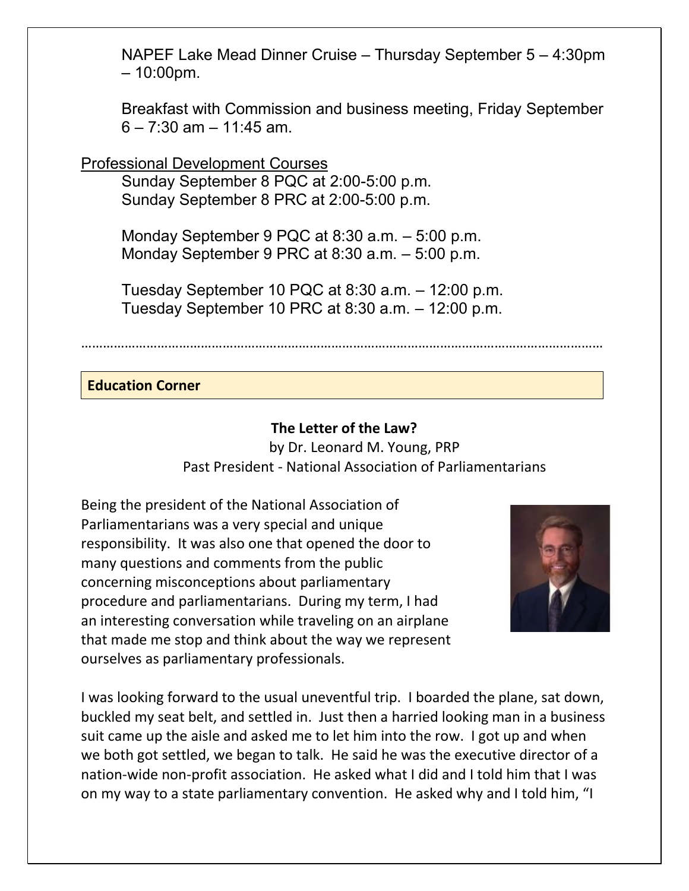NAPEF Lake Mead Dinner Cruise – Thursday September 5 – 4:30pm – 10:00pm.

Breakfast with Commission and business meeting, Friday September 6 – 7:30 am – 11:45 am.

Professional Development Courses

Sunday September 8 PQC at 2:00-5:00 p.m.
Sunday September 8 PRC at 2:00-5:00 p.m.

Monday September 9 PQC at 8:30 a.m. – 5:00 p.m.
Monday September 9 PRC at 8:30 a.m. – 5:00 p.m.

Tuesday September 10 PQC at 8:30 a.m. – 12:00 p.m.
Tuesday September 10 PRC at 8:30 a.m. – 12:00 p.m.

………………………………………………………………………………………………………………………

## Education Corner

### The Letter of the Law?

by Dr. Leonard M. Young, PRP
Past President - National Association of Parliamentarians

Being the president of the National Association of Parliamentarians was a very special and unique responsibility. It was also one that opened the door to many questions and comments from the public concerning misconceptions about parliamentary procedure and parliamentarians. During my term, I had an interesting conversation while traveling on an airplane that made me stop and think about the way we represent ourselves as parliamentary professionals.

I was looking forward to the usual uneventful trip. I boarded the plane, sat down, buckled my seat belt, and settled in. Just then a harried looking man in a business suit came up the aisle and asked me to let him into the row. I got up and when we both got settled, we began to talk. He said he was the executive director of a nation-wide non-profit association. He asked what I did and I told him that I was on my way to a state parliamentary convention. He asked why and I told him, "I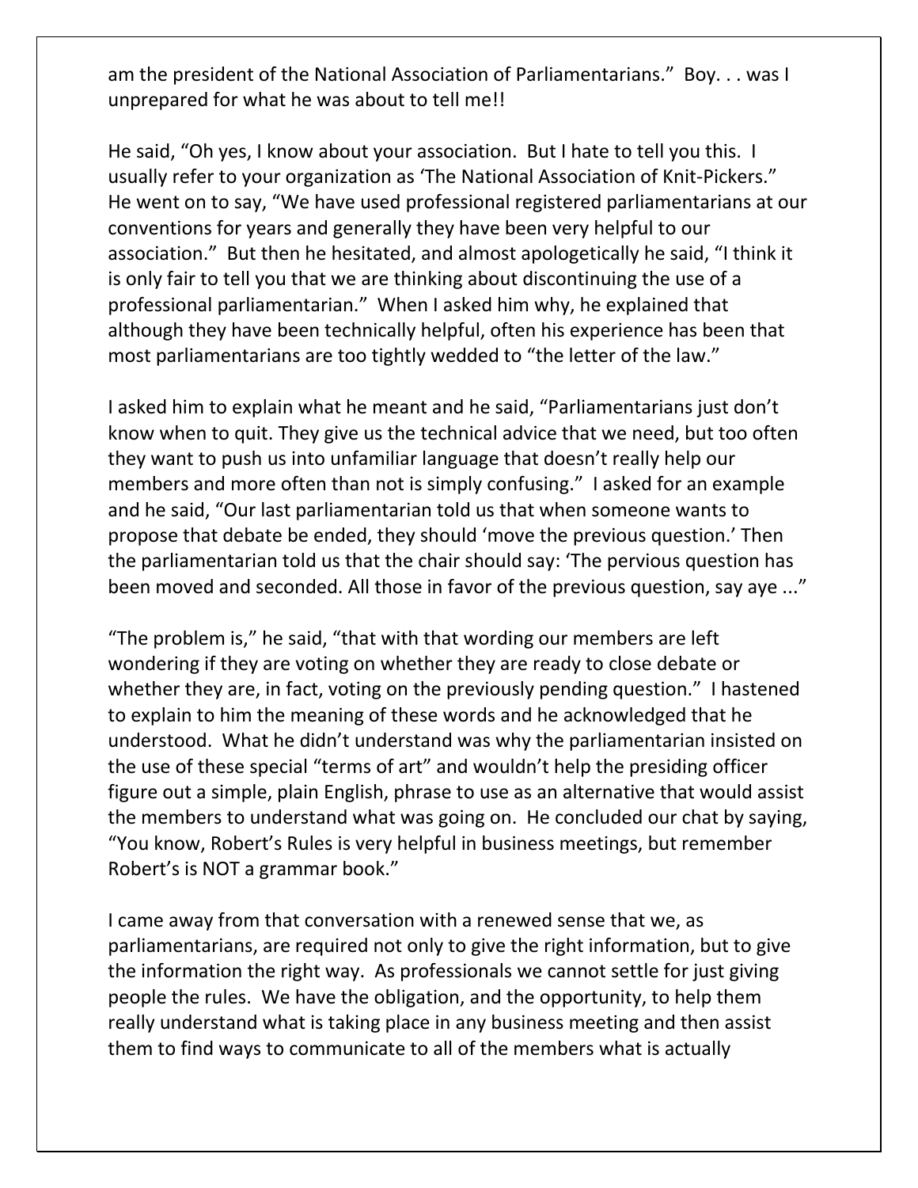am the president of the National Association of Parliamentarians." Boy. . . was I unprepared for what he was about to tell me!!

He said, "Oh yes, I know about your association. But I hate to tell you this. I usually refer to your organization as 'The National Association of Knit-Pickers." He went on to say, "We have used professional registered parliamentarians at our conventions for years and generally they have been very helpful to our association." But then he hesitated, and almost apologetically he said, "I think it is only fair to tell you that we are thinking about discontinuing the use of a professional parliamentarian." When I asked him why, he explained that although they have been technically helpful, often his experience has been that most parliamentarians are too tightly wedded to "the letter of the law."

I asked him to explain what he meant and he said, "Parliamentarians just don't know when to quit. They give us the technical advice that we need, but too often they want to push us into unfamiliar language that doesn't really help our members and more often than not is simply confusing." I asked for an example and he said, "Our last parliamentarian told us that when someone wants to propose that debate be ended, they should 'move the previous question.' Then the parliamentarian told us that the chair should say: 'The pervious question has been moved and seconded. All those in favor of the previous question, say aye ..."

"The problem is," he said, "that with that wording our members are left wondering if they are voting on whether they are ready to close debate or whether they are, in fact, voting on the previously pending question." I hastened to explain to him the meaning of these words and he acknowledged that he understood. What he didn't understand was why the parliamentarian insisted on the use of these special "terms of art" and wouldn't help the presiding officer figure out a simple, plain English, phrase to use as an alternative that would assist the members to understand what was going on. He concluded our chat by saying, "You know, Robert's Rules is very helpful in business meetings, but remember Robert's is NOT a grammar book."

I came away from that conversation with a renewed sense that we, as parliamentarians, are required not only to give the right information, but to give the information the right way. As professionals we cannot settle for just giving people the rules. We have the obligation, and the opportunity, to help them really understand what is taking place in any business meeting and then assist them to find ways to communicate to all of the members what is actually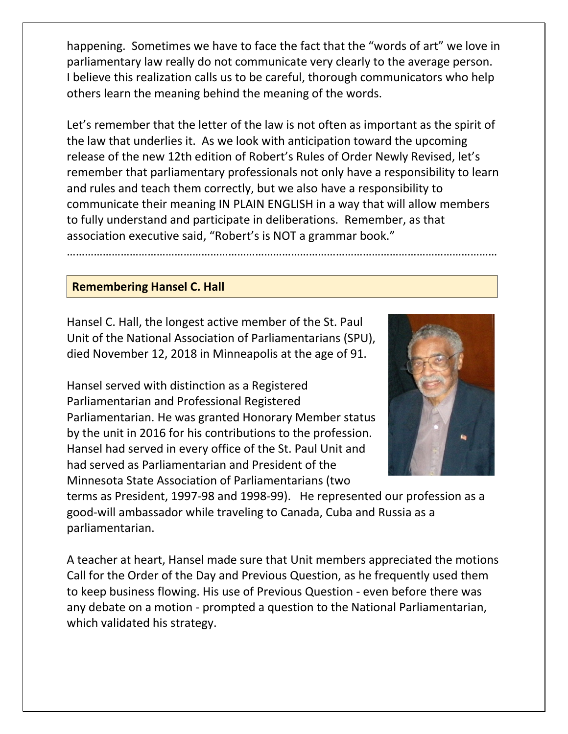happening. Sometimes we have to face the fact that the "words of art" we love in parliamentary law really do not communicate very clearly to the average person. I believe this realization calls us to be careful, thorough communicators who help others learn the meaning behind the meaning of the words.

Let's remember that the letter of the law is not often as important as the spirit of the law that underlies it. As we look with anticipation toward the upcoming release of the new 12th edition of Robert's Rules of Order Newly Revised, let's remember that parliamentary professionals not only have a responsibility to learn and rules and teach them correctly, but we also have a responsibility to communicate their meaning IN PLAIN ENGLISH in a way that will allow members to fully understand and participate in deliberations. Remember, as that association executive said, "Robert's is NOT a grammar book."

---

## Remembering Hansel C. Hall

Hansel C. Hall, the longest active member of the St. Paul Unit of the National Association of Parliamentarians (SPU), died November 12, 2018 in Minneapolis at the age of 91.

Hansel served with distinction as a Registered Parliamentarian and Professional Registered Parliamentarian. He was granted Honorary Member status by the unit in 2016 for his contributions to the profession. Hansel had served in every office of the St. Paul Unit and had served as Parliamentarian and President of the Minnesota State Association of Parliamentarians (two terms as President, 1997-98 and 1998-99). He represented our profession as a good-will ambassador while traveling to Canada, Cuba and Russia as a parliamentarian.

A teacher at heart, Hansel made sure that Unit members appreciated the motions Call for the Order of the Day and Previous Question, as he frequently used them to keep business flowing. His use of Previous Question - even before there was any debate on a motion - prompted a question to the National Parliamentarian, which validated his strategy.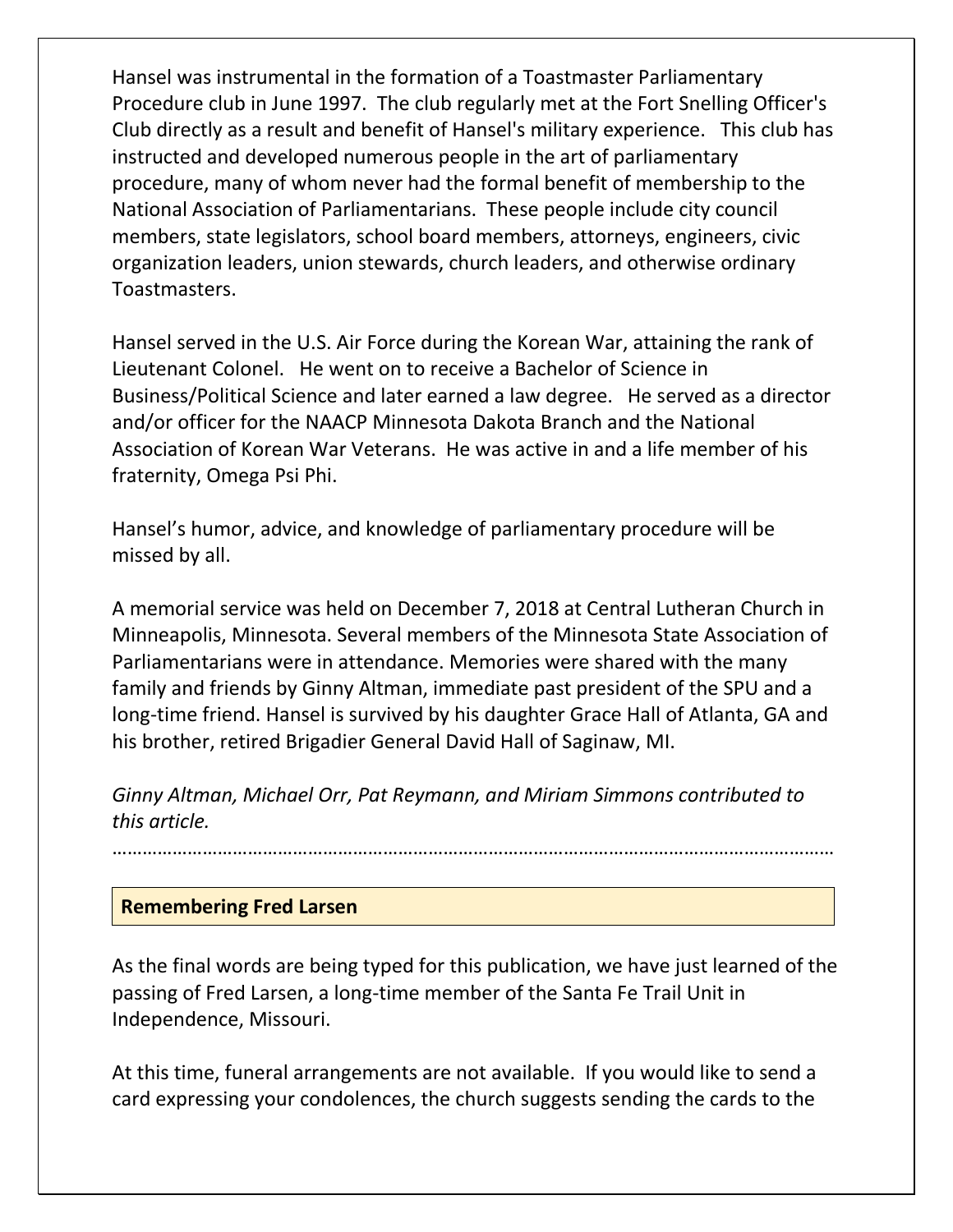Hansel was instrumental in the formation of a Toastmaster Parliamentary Procedure club in June 1997. The club regularly met at the Fort Snelling Officer's Club directly as a result and benefit of Hansel's military experience. This club has instructed and developed numerous people in the art of parliamentary procedure, many of whom never had the formal benefit of membership to the National Association of Parliamentarians. These people include city council members, state legislators, school board members, attorneys, engineers, civic organization leaders, union stewards, church leaders, and otherwise ordinary Toastmasters.

Hansel served in the U.S. Air Force during the Korean War, attaining the rank of Lieutenant Colonel. He went on to receive a Bachelor of Science in Business/Political Science and later earned a law degree. He served as a director and/or officer for the NAACP Minnesota Dakota Branch and the National Association of Korean War Veterans. He was active in and a life member of his fraternity, Omega Psi Phi.

Hansel's humor, advice, and knowledge of parliamentary procedure will be missed by all.

A memorial service was held on December 7, 2018 at Central Lutheran Church in Minneapolis, Minnesota. Several members of the Minnesota State Association of Parliamentarians were in attendance. Memories were shared with the many family and friends by Ginny Altman, immediate past president of the SPU and a long-time friend. Hansel is survived by his daughter Grace Hall of Atlanta, GA and his brother, retired Brigadier General David Hall of Saginaw, MI.

*Ginny Altman, Michael Orr, Pat Reymann, and Miriam Simmons contributed to this article.*

………………………………………………………………………………………………………………………………

## Remembering Fred Larsen

As the final words are being typed for this publication, we have just learned of the passing of Fred Larsen, a long-time member of the Santa Fe Trail Unit in Independence, Missouri.

At this time, funeral arrangements are not available. If you would like to send a card expressing your condolences, the church suggests sending the cards to the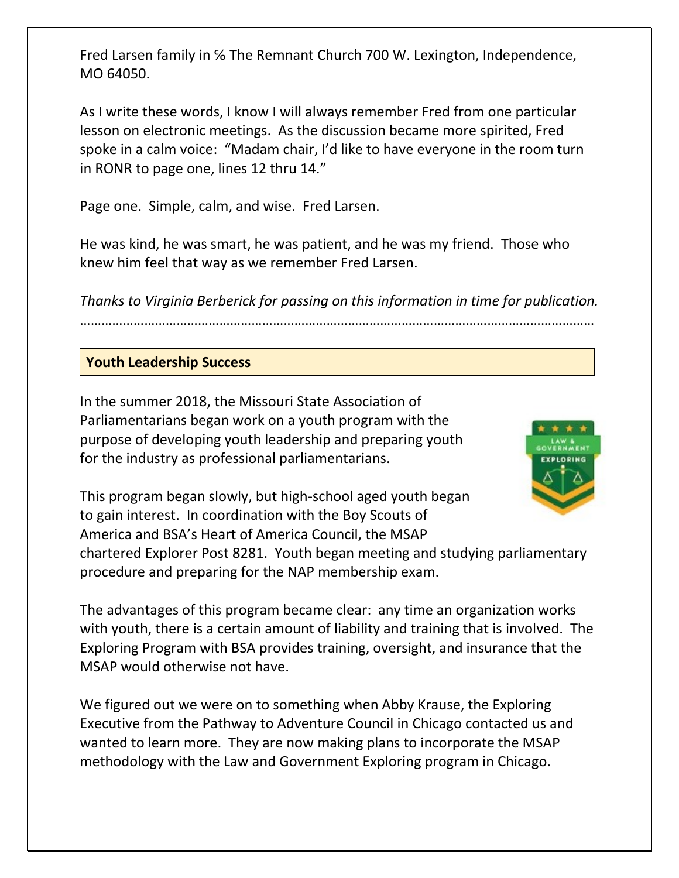Fred Larsen family in ℅ The Remnant Church 700 W. Lexington, Independence, MO 64050.

As I write these words, I know I will always remember Fred from one particular lesson on electronic meetings. As the discussion became more spirited, Fred spoke in a calm voice: "Madam chair, I'd like to have everyone in the room turn in RONR to page one, lines 12 thru 14."

Page one. Simple, calm, and wise. Fred Larsen.

He was kind, he was smart, he was patient, and he was my friend. Those who knew him feel that way as we remember Fred Larsen.

*Thanks to Virginia Berberick for passing on this information in time for publication.*

……………………………………………………………………………………………………………………………

**Youth Leadership Success**

In the summer 2018, the Missouri State Association of Parliamentarians began work on a youth program with the purpose of developing youth leadership and preparing youth for the industry as professional parliamentarians.

This program began slowly, but high-school aged youth began to gain interest. In coordination with the Boy Scouts of America and BSA's Heart of America Council, the MSAP chartered Explorer Post 8281. Youth began meeting and studying parliamentary procedure and preparing for the NAP membership exam.

The advantages of this program became clear: any time an organization works with youth, there is a certain amount of liability and training that is involved. The Exploring Program with BSA provides training, oversight, and insurance that the MSAP would otherwise not have.

We figured out we were on to something when Abby Krause, the Exploring Executive from the Pathway to Adventure Council in Chicago contacted us and wanted to learn more. They are now making plans to incorporate the MSAP methodology with the Law and Government Exploring program in Chicago.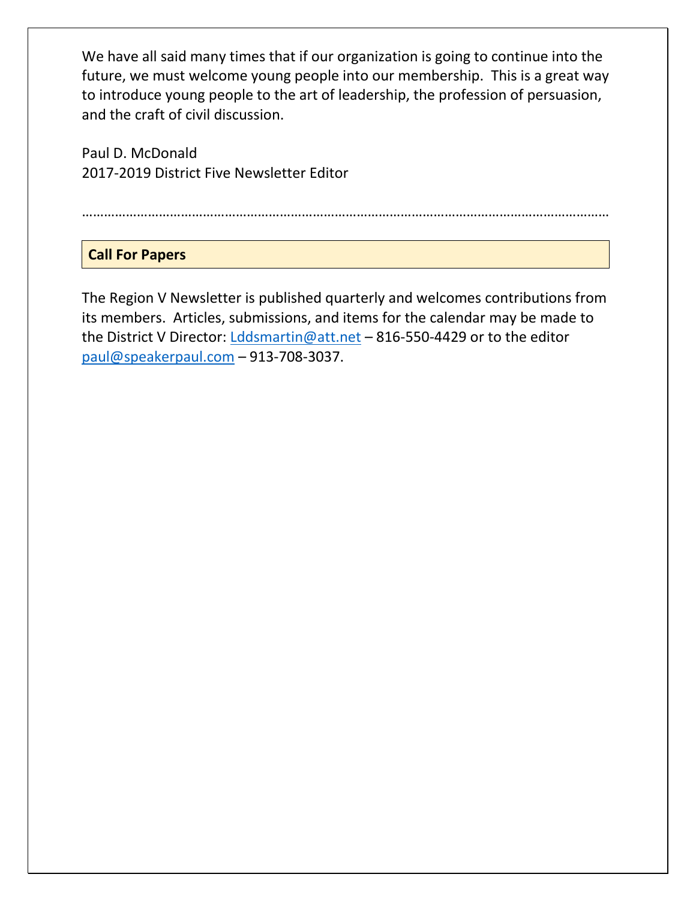We have all said many times that if our organization is going to continue into the future, we must welcome young people into our membership. This is a great way to introduce young people to the art of leadership, the profession of persuasion, and the craft of civil discussion.

Paul D. McDonald
2017-2019 District Five Newsletter Editor

……………………………………………………………………………………………………………………………

## Call For Papers

The Region V Newsletter is published quarterly and welcomes contributions from its members. Articles, submissions, and items for the calendar may be made to the District V Director: Lddsmartin@att.net – 816-550-4429 or to the editor paul@speakerpaul.com – 913-708-3037.